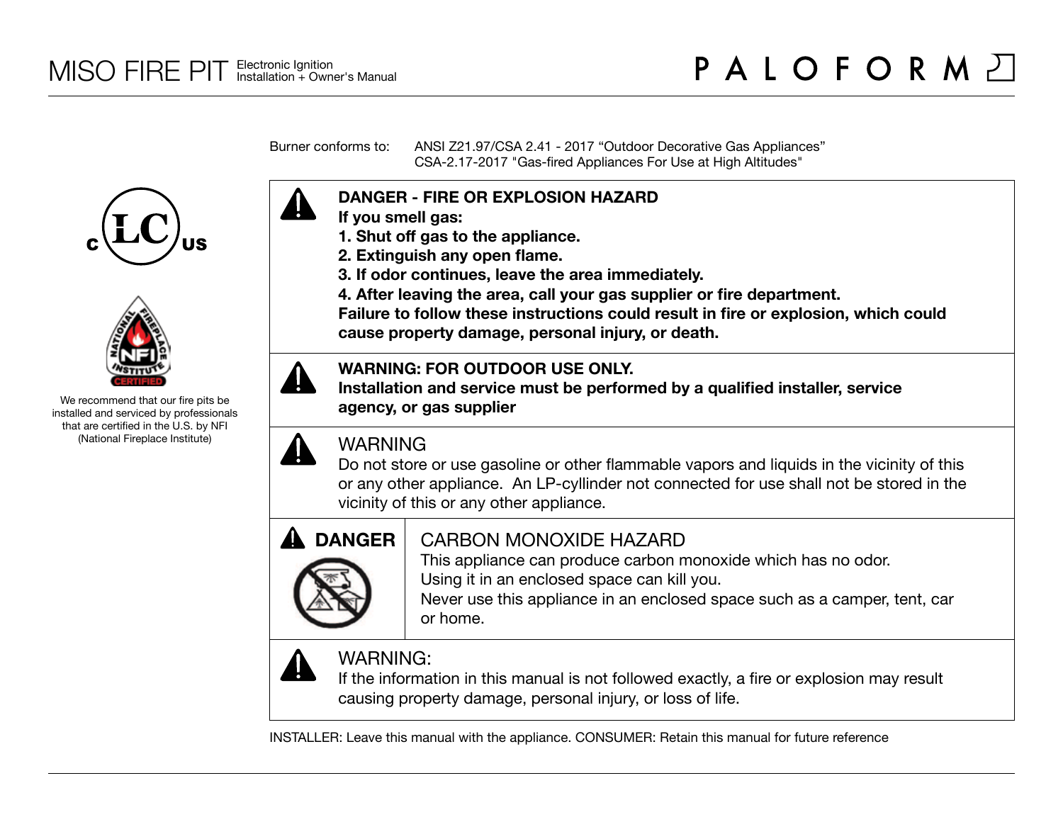# MISO FIRE PIT

Electronic Ignition
Installation + Owner's Manual

PALOFORM

We recommend that our fire pits be installed and serviced by professionals that are certified in the U.S. by NFI (National Fireplace Institute)

Burner conforms to: ANSI Z21.97/CSA 2.41 - 2017 “Outdoor Decorative Gas Appliances”
CSA-2.17-2017 "Gas-fired Appliances For Use at High Altitudes"

**DANGER - FIRE OR EXPLOSION HAZARD**
**If you smell gas:**
**1. Shut off gas to the appliance.**
**2. Extinguish any open flame.**
**3. If odor continues, leave the area immediately.**
**4. After leaving the area, call your gas supplier or fire department.**
**Failure to follow these instructions could result in fire or explosion, which could cause property damage, personal injury, or death.**

**WARNING: FOR OUTDOOR USE ONLY.**
**Installation and service must be performed by a qualified installer, service agency, or gas supplier**

WARNING
Do not store or use gasoline or other flammable vapors and liquids in the vicinity of this or any other appliance. An LP-cyllinder not connected for use shall not be stored in the vicinity of this or any other appliance.

**DANGER**

CARBON MONOXIDE HAZARD
This appliance can produce carbon monoxide which has no odor.
Using it in an enclosed space can kill you.
Never use this appliance in an enclosed space such as a camper, tent, car or home.

WARNING:
If the information in this manual is not followed exactly, a fire or explosion may result causing property damage, personal injury, or loss of life.

INSTALLER: Leave this manual with the appliance. CONSUMER: Retain this manual for future reference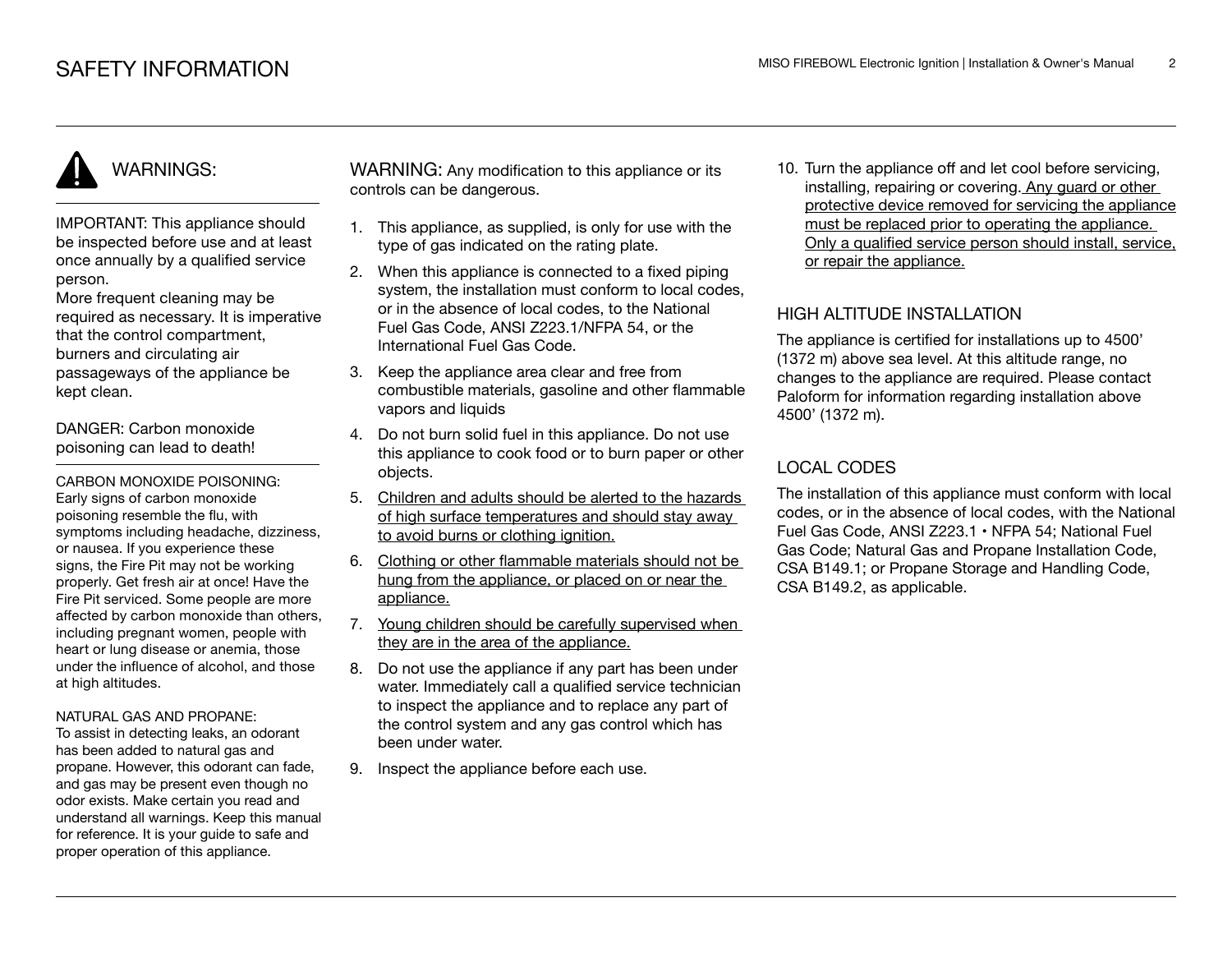# SAFETY INFORMATION

## WARNINGS:

IMPORTANT: This appliance should be inspected before use and at least once annually by a qualified service person.
More frequent cleaning may be required as necessary. It is imperative that the control compartment, burners and circulating air passageways of the appliance be kept clean.

DANGER: Carbon monoxide poisoning can lead to death!

CARBON MONOXIDE POISONING:
Early signs of carbon monoxide poisoning resemble the flu, with symptoms including headache, dizziness, or nausea. If you experience these signs, the Fire Pit may not be working properly. Get fresh air at once! Have the Fire Pit serviced. Some people are more affected by carbon monoxide than others, including pregnant women, people with heart or lung disease or anemia, those under the influence of alcohol, and those at high altitudes.

NATURAL GAS AND PROPANE:
To assist in detecting leaks, an odorant has been added to natural gas and propane. However, this odorant can fade, and gas may be present even though no odor exists. Make certain you read and understand all warnings. Keep this manual for reference. It is your guide to safe and proper operation of this appliance.

WARNING: Any modification to this appliance or its controls can be dangerous.

1. This appliance, as supplied, is only for use with the type of gas indicated on the rating plate.
2. When this appliance is connected to a fixed piping system, the installation must conform to local codes, or in the absence of local codes, to the National Fuel Gas Code, ANSI Z223.1/NFPA 54, or the International Fuel Gas Code.
3. Keep the appliance area clear and free from combustible materials, gasoline and other flammable vapors and liquids
4. Do not burn solid fuel in this appliance. Do not use this appliance to cook food or to burn paper or other objects.
5. <u>Children and adults should be alerted to the hazards of high surface temperatures and should stay away to avoid burns or clothing ignition.</u>
6. <u>Clothing or other flammable materials should not be hung from the appliance, or placed on or near the appliance.</u>
7. <u>Young children should be carefully supervised when they are in the area of the appliance.</u>
8. Do not use the appliance if any part has been under water. Immediately call a qualified service technician to inspect the appliance and to replace any part of the control system and any gas control which has been under water.
9. Inspect the appliance before each use.
10. Turn the appliance off and let cool before servicing, installing, repairing or covering. <u>Any guard or other protective device removed for servicing the appliance must be replaced prior to operating the appliance. Only a qualified service person should install, service, or repair the appliance.</u>

## HIGH ALTITUDE INSTALLATION

The appliance is certified for installations up to 4500' (1372 m) above sea level. At this altitude range, no changes to the appliance are required. Please contact Paloform for information regarding installation above 4500' (1372 m).

## LOCAL CODES

The installation of this appliance must conform with local codes, or in the absence of local codes, with the National Fuel Gas Code, ANSI Z223.1 • NFPA 54; National Fuel Gas Code; Natural Gas and Propane Installation Code, CSA B149.1; or Propane Storage and Handling Code, CSA B149.2, as applicable.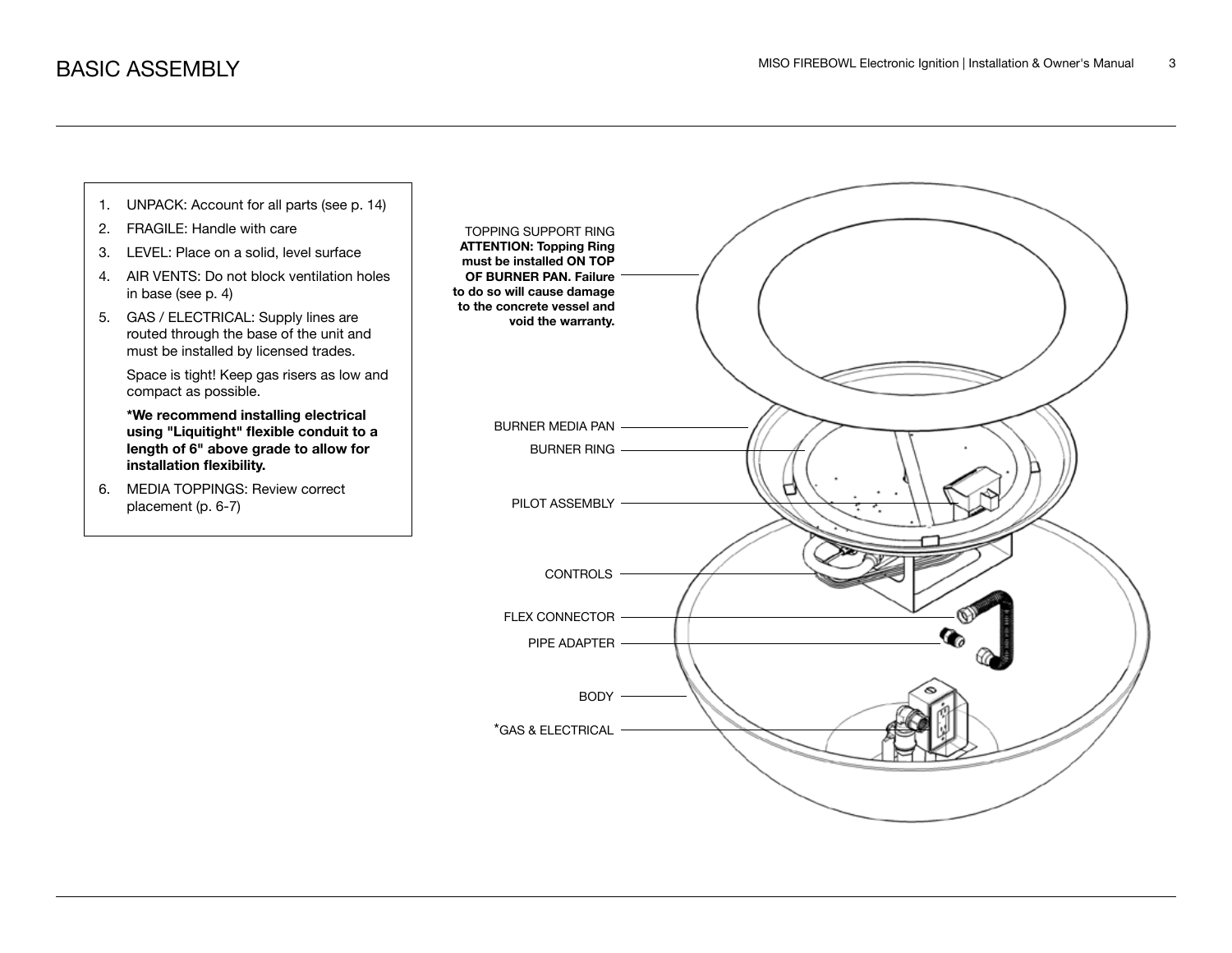# BASIC ASSEMBLY

1. UNPACK: Account for all parts (see p. 14)
2. FRAGILE: Handle with care
3. LEVEL: Place on a solid, level surface
4. AIR VENTS: Do not block ventilation holes in base (see p. 4)
5. GAS / ELECTRICAL: Supply lines are routed through the base of the unit and must be installed by licensed trades.

   Space is tight! Keep gas risers as low and compact as possible.

   **\*We recommend installing electrical using "Liquitight" flexible conduit to a length of 6" above grade to allow for installation flexibility.**
6. MEDIA TOPPINGS: Review correct placement (p. 6-7)

TOPPING SUPPORT RING
**ATTENTION: Topping Ring must be installed ON TOP OF BURNER PAN. Failure to do so will cause damage to the concrete vessel and void the warranty.**

BURNER MEDIA PAN

BURNER RING

PILOT ASSEMBLY

CONTROLS

FLEX CONNECTOR

PIPE ADAPTER

BODY

*GAS & ELECTRICAL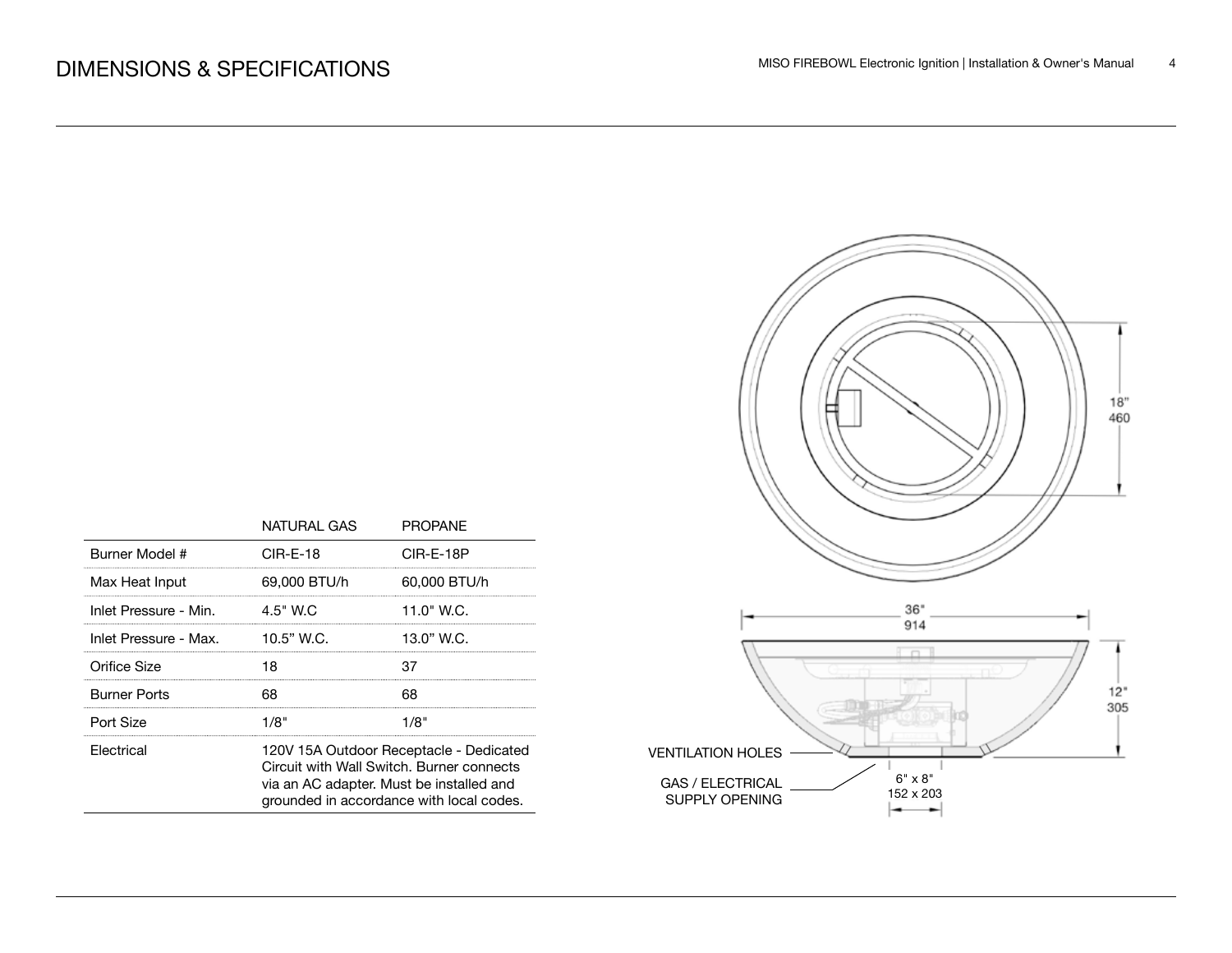# DIMENSIONS & SPECIFICATIONS

| | NATURAL GAS | PROPANE |
|---|---|---|
| Burner Model # | CIR-E-18 | CIR-E-18P |
| Max Heat Input | 69,000 BTU/h | 60,000 BTU/h |
| Inlet Pressure - Min. | 4.5" W.C | 11.0" W.C. |
| Inlet Pressure - Max. | 10.5” W.C. | 13.0” W.C. |
| Orifice Size | 18 | 37 |
| Burner Ports | 68 | 68 |
| Port Size | 1/8" | 1/8" |
| Electrical | 120V 15A Outdoor Receptacle - Dedicated Circuit with Wall Switch. Burner connects via an AC adapter. Must be installed and grounded in accordance with local codes. | |

18” 460

36" 914

12" 305

VENTILATION HOLES

GAS / ELECTRICAL SUPPLY OPENING

6" x 8" 152 x 203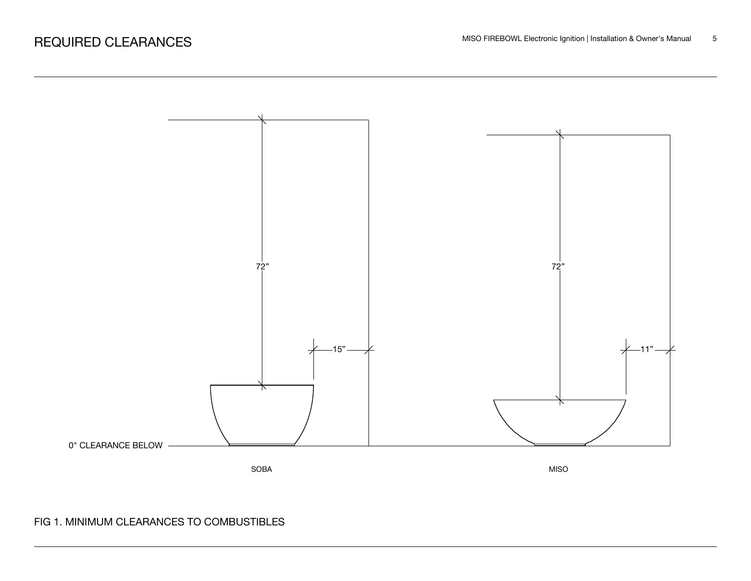# REQUIRED CLEARANCES

72"

15"

0" CLEARANCE BELOW

SOBA

72"

11"

MISO

FIG 1. MINIMUM CLEARANCES TO COMBUSTIBLES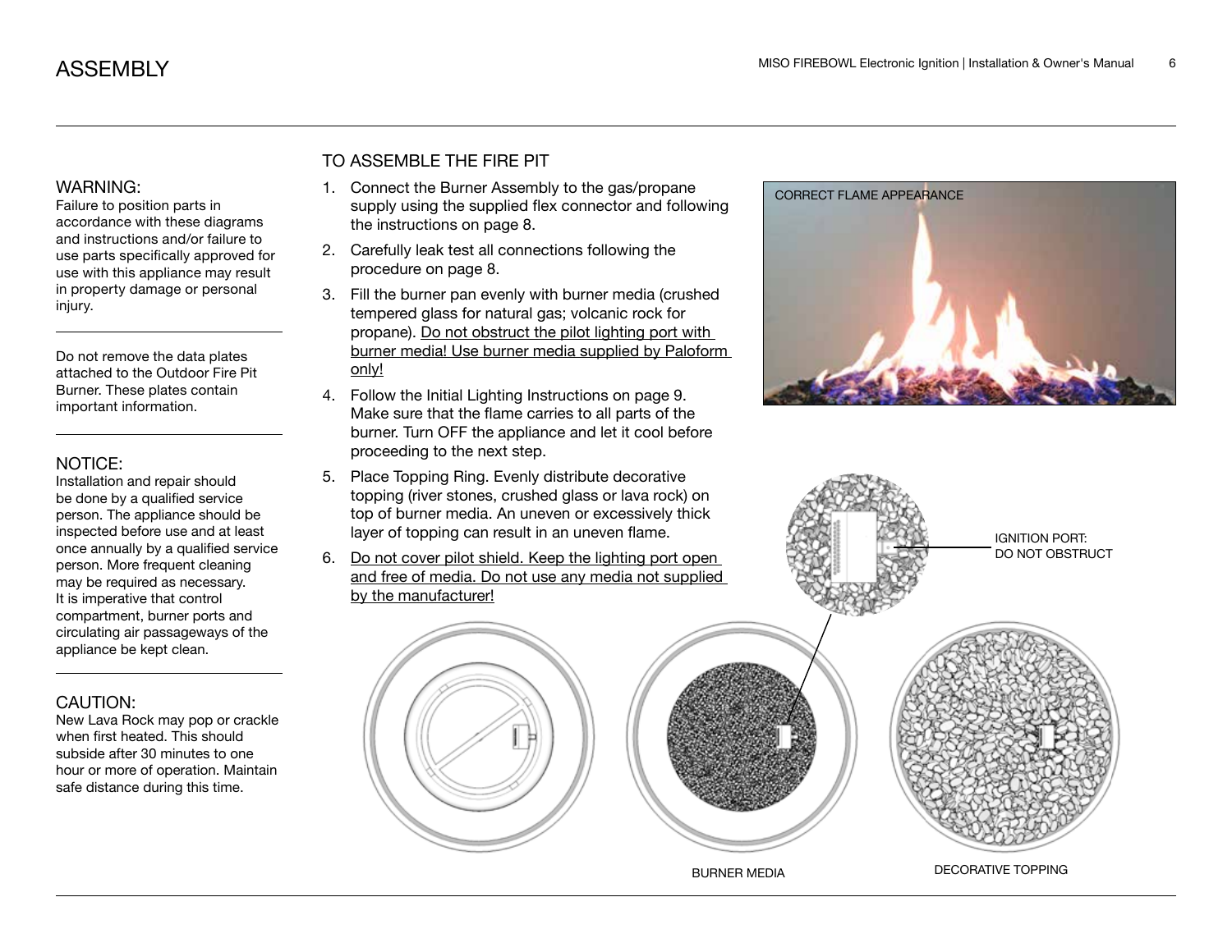# ASSEMBLY

### WARNING:

Failure to position parts in accordance with these diagrams and instructions and/or failure to use parts specifically approved for use with this appliance may result in property damage or personal injury.

---

Do not remove the data plates attached to the Outdoor Fire Pit Burner. These plates contain important information.

---

### NOTICE:

Installation and repair should be done by a qualified service person. The appliance should be inspected before use and at least once annually by a qualified service person. More frequent cleaning may be required as necessary. It is imperative that control compartment, burner ports and circulating air passageways of the appliance be kept clean.

---

### CAUTION:

New Lava Rock may pop or crackle when first heated. This should subside after 30 minutes to one hour or more of operation. Maintain safe distance during this time.

## TO ASSEMBLE THE FIRE PIT

1. Connect the Burner Assembly to the gas/propane supply using the supplied flex connector and following the instructions on page 8.
2. Carefully leak test all connections following the procedure on page 8.
3. Fill the burner pan evenly with burner media (crushed tempered glass for natural gas; volcanic rock for propane). <u>Do not obstruct the pilot lighting port with burner media! Use burner media supplied by Paloform only!</u>
4. Follow the Initial Lighting Instructions on page 9. Make sure that the flame carries to all parts of the burner. Turn OFF the appliance and let it cool before proceeding to the next step.
5. Place Topping Ring. Evenly distribute decorative topping (river stones, crushed glass or lava rock) on top of burner media. An uneven or excessively thick layer of topping can result in an uneven flame.
6. <u>Do not cover pilot shield. Keep the lighting port open and free of media. Do not use any media not supplied by the manufacturer!</u>

CORRECT FLAME APPEARANCE

IGNITION PORT: DO NOT OBSTRUCT

BURNER MEDIA

DECORATIVE TOPPING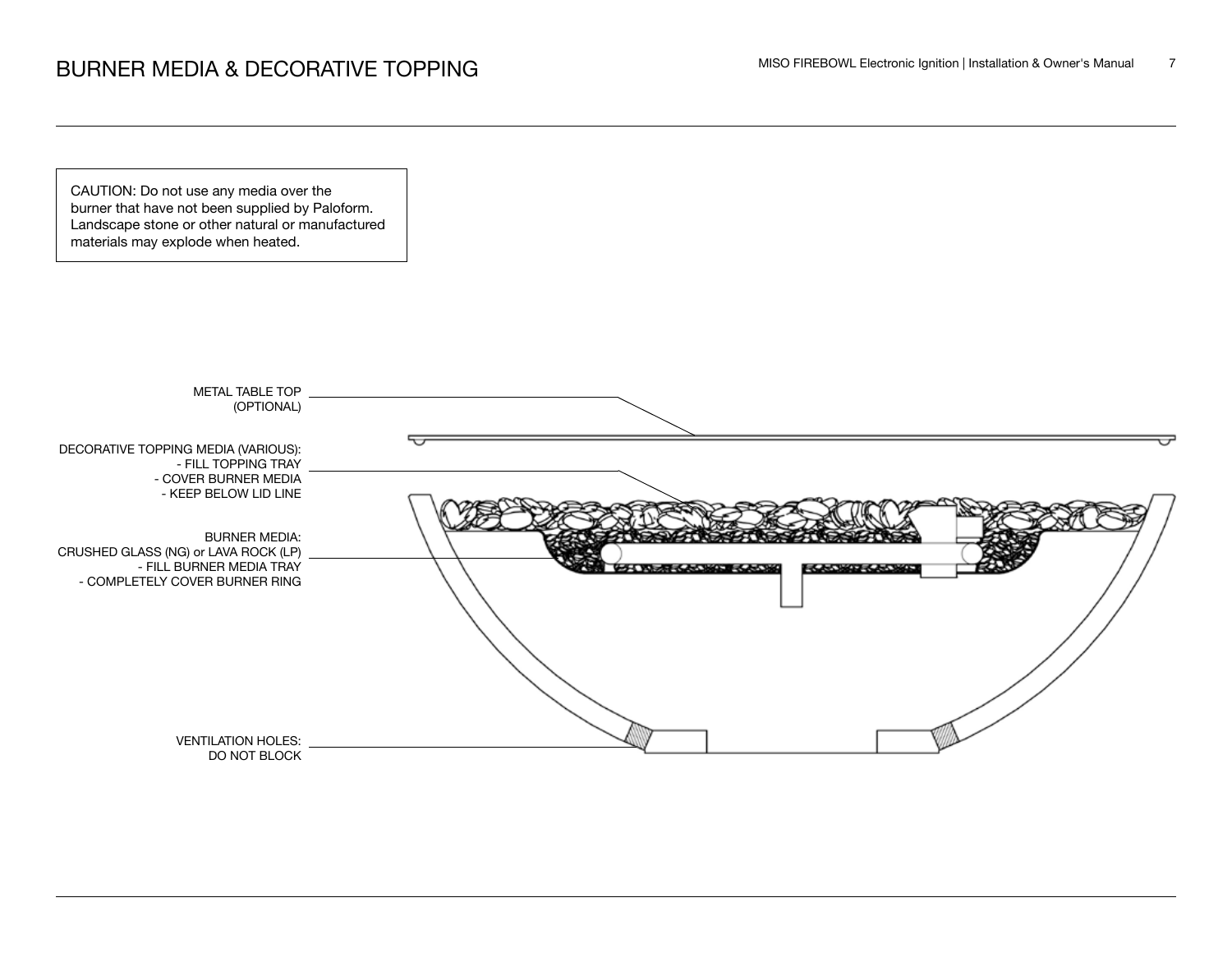# BURNER MEDIA & DECORATIVE TOPPING

CAUTION: Do not use any media over the burner that have not been supplied by Paloform. Landscape stone or other natural or manufactured materials may explode when heated.

METAL TABLE TOP (OPTIONAL)

DECORATIVE TOPPING MEDIA (VARIOUS):
- FILL TOPPING TRAY
- COVER BURNER MEDIA
- KEEP BELOW LID LINE

BURNER MEDIA:
CRUSHED GLASS (NG) or LAVA ROCK (LP)
- FILL BURNER MEDIA TRAY
- COMPLETELY COVER BURNER RING

VENTILATION HOLES:
DO NOT BLOCK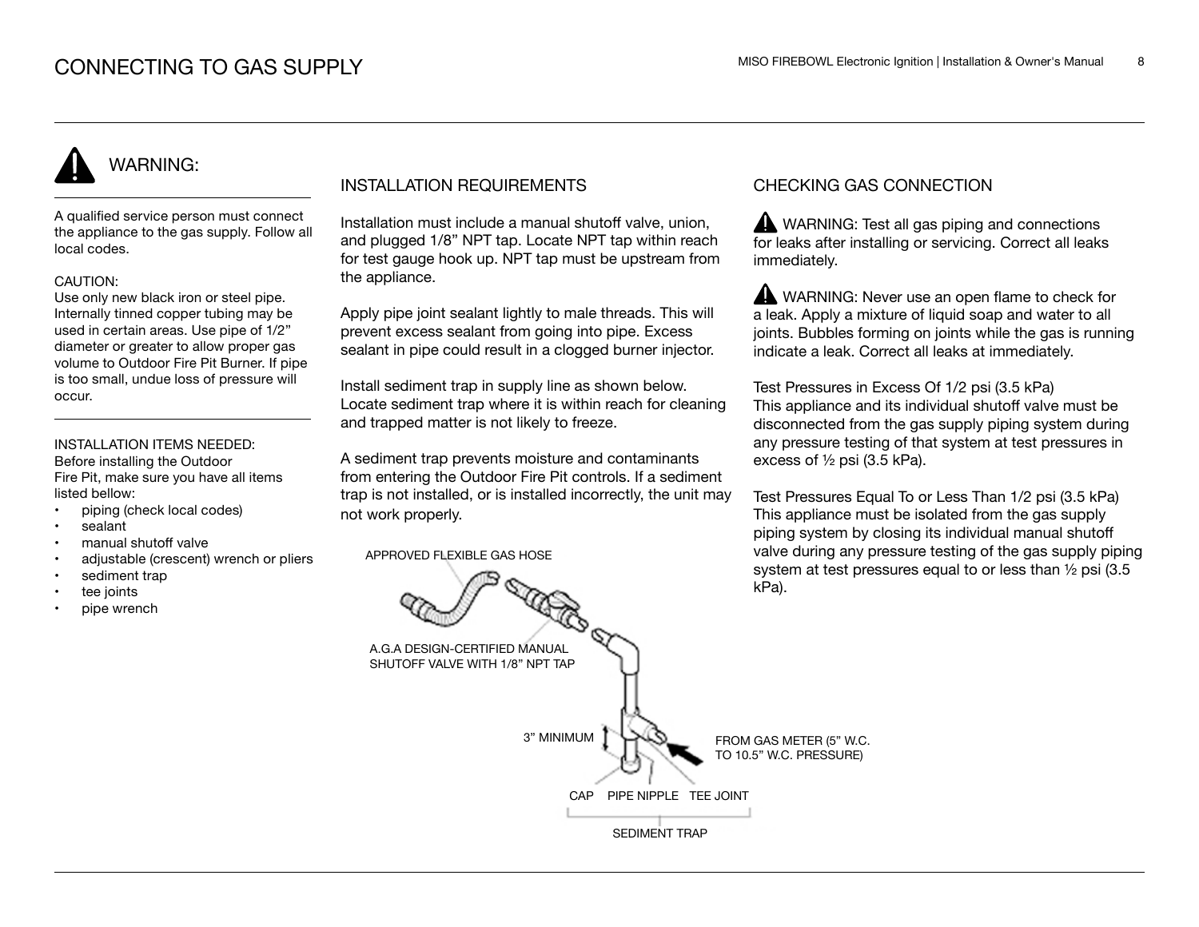# CONNECTING TO GAS SUPPLY

## WARNING:

A qualified service person must connect the appliance to the gas supply. Follow all local codes.

CAUTION:
Use only new black iron or steel pipe. Internally tinned copper tubing may be used in certain areas. Use pipe of 1/2" diameter or greater to allow proper gas volume to Outdoor Fire Pit Burner. If pipe is too small, undue loss of pressure will occur.

INSTALLATION ITEMS NEEDED:
Before installing the Outdoor Fire Pit, make sure you have all items listed bellow:

- piping (check local codes)
- sealant
- manual shutoff valve
- adjustable (crescent) wrench or pliers
- sediment trap
- tee joints
- pipe wrench

## INSTALLATION REQUIREMENTS

Installation must include a manual shutoff valve, union, and plugged 1/8" NPT tap. Locate NPT tap within reach for test gauge hook up. NPT tap must be upstream from the appliance.

Apply pipe joint sealant lightly to male threads. This will prevent excess sealant from going into pipe. Excess sealant in pipe could result in a clogged burner injector.

Install sediment trap in supply line as shown below. Locate sediment trap where it is within reach for cleaning and trapped matter is not likely to freeze.

A sediment trap prevents moisture and contaminants from entering the Outdoor Fire Pit controls. If a sediment trap is not installed, or is installed incorrectly, the unit may not work properly.

APPROVED FLEXIBLE GAS HOSE

A.G.A DESIGN-CERTIFIED MANUAL SHUTOFF VALVE WITH 1/8" NPT TAP

3" MINIMUM

FROM GAS METER (5" W.C. TO 10.5" W.C. PRESSURE)

CAP PIPE NIPPLE TEE JOINT

SEDIMENT TRAP

## CHECKING GAS CONNECTION

WARNING: Test all gas piping and connections for leaks after installing or servicing. Correct all leaks immediately.

WARNING: Never use an open flame to check for a leak. Apply a mixture of liquid soap and water to all joints. Bubbles forming on joints while the gas is running indicate a leak. Correct all leaks at immediately.

Test Pressures in Excess Of 1/2 psi (3.5 kPa)
This appliance and its individual shutoff valve must be disconnected from the gas supply piping system during any pressure testing of that system at test pressures in excess of ½ psi (3.5 kPa).

Test Pressures Equal To or Less Than 1/2 psi (3.5 kPa)
This appliance must be isolated from the gas supply piping system by closing its individual manual shutoff valve during any pressure testing of the gas supply piping system at test pressures equal to or less than ½ psi (3.5 kPa).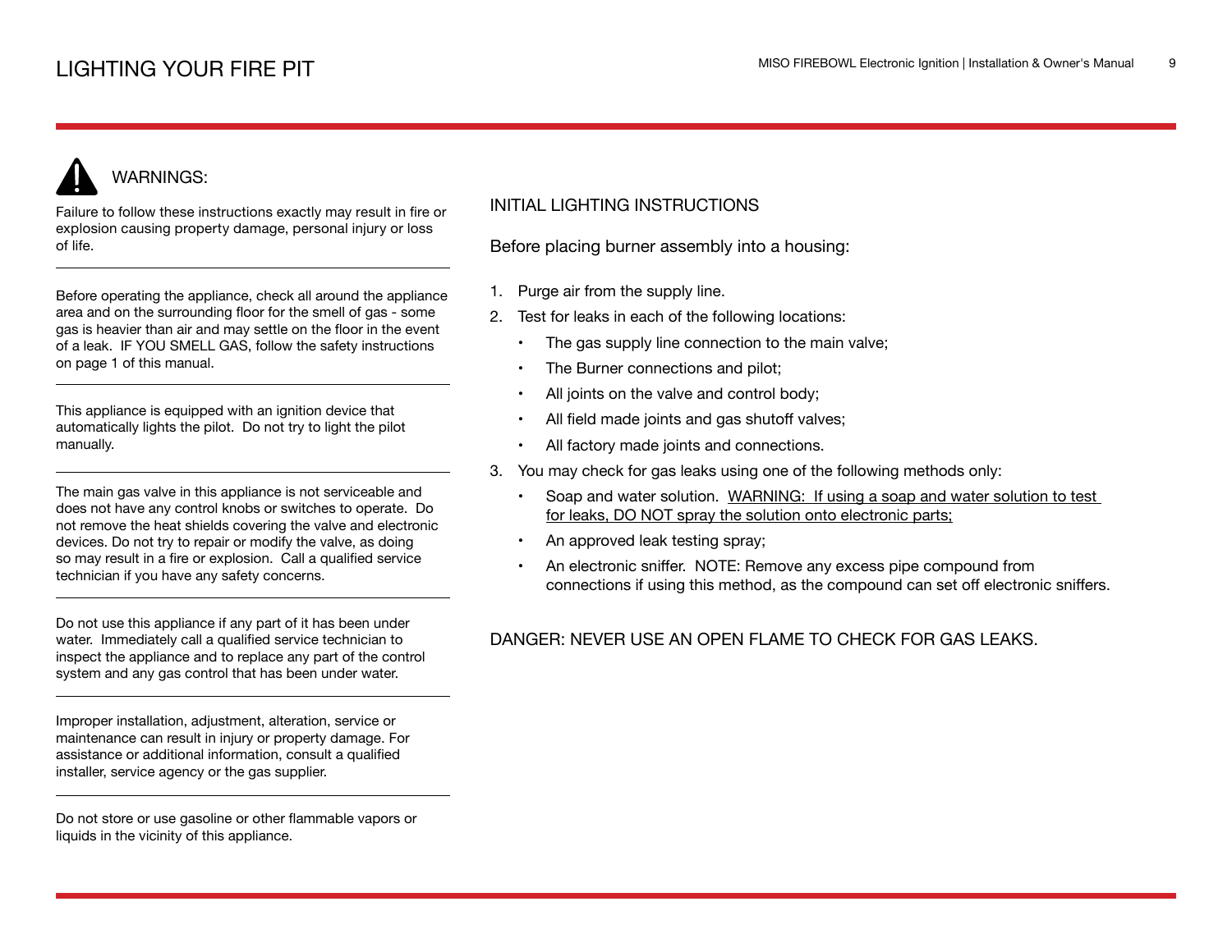# LIGHTING YOUR FIRE PIT

## WARNINGS:

Failure to follow these instructions exactly may result in fire or explosion causing property damage, personal injury or loss of life.

---

Before operating the appliance, check all around the appliance area and on the surrounding floor for the smell of gas - some gas is heavier than air and may settle on the floor in the event of a leak. IF YOU SMELL GAS, follow the safety instructions on page 1 of this manual.

---

This appliance is equipped with an ignition device that automatically lights the pilot. Do not try to light the pilot manually.

---

The main gas valve in this appliance is not serviceable and does not have any control knobs or switches to operate. Do not remove the heat shields covering the valve and electronic devices. Do not try to repair or modify the valve, as doing so may result in a fire or explosion. Call a qualified service technician if you have any safety concerns.

---

Do not use this appliance if any part of it has been under water. Immediately call a qualified service technician to inspect the appliance and to replace any part of the control system and any gas control that has been under water.

---

Improper installation, adjustment, alteration, service or maintenance can result in injury or property damage. For assistance or additional information, consult a qualified installer, service agency or the gas supplier.

---

Do not store or use gasoline or other flammable vapors or liquids in the vicinity of this appliance.

## INITIAL LIGHTING INSTRUCTIONS

Before placing burner assembly into a housing:

1. Purge air from the supply line.
2. Test for leaks in each of the following locations:
   - The gas supply line connection to the main valve;
   - The Burner connections and pilot;
   - All joints on the valve and control body;
   - All field made joints and gas shutoff valves;
   - All factory made joints and connections.
3. You may check for gas leaks using one of the following methods only:
   - Soap and water solution. <u>WARNING: If using a soap and water solution to test for leaks, DO NOT spray the solution onto electronic parts;</u>
   - An approved leak testing spray;
   - An electronic sniffer. NOTE: Remove any excess pipe compound from connections if using this method, as the compound can set off electronic sniffers.

DANGER: NEVER USE AN OPEN FLAME TO CHECK FOR GAS LEAKS.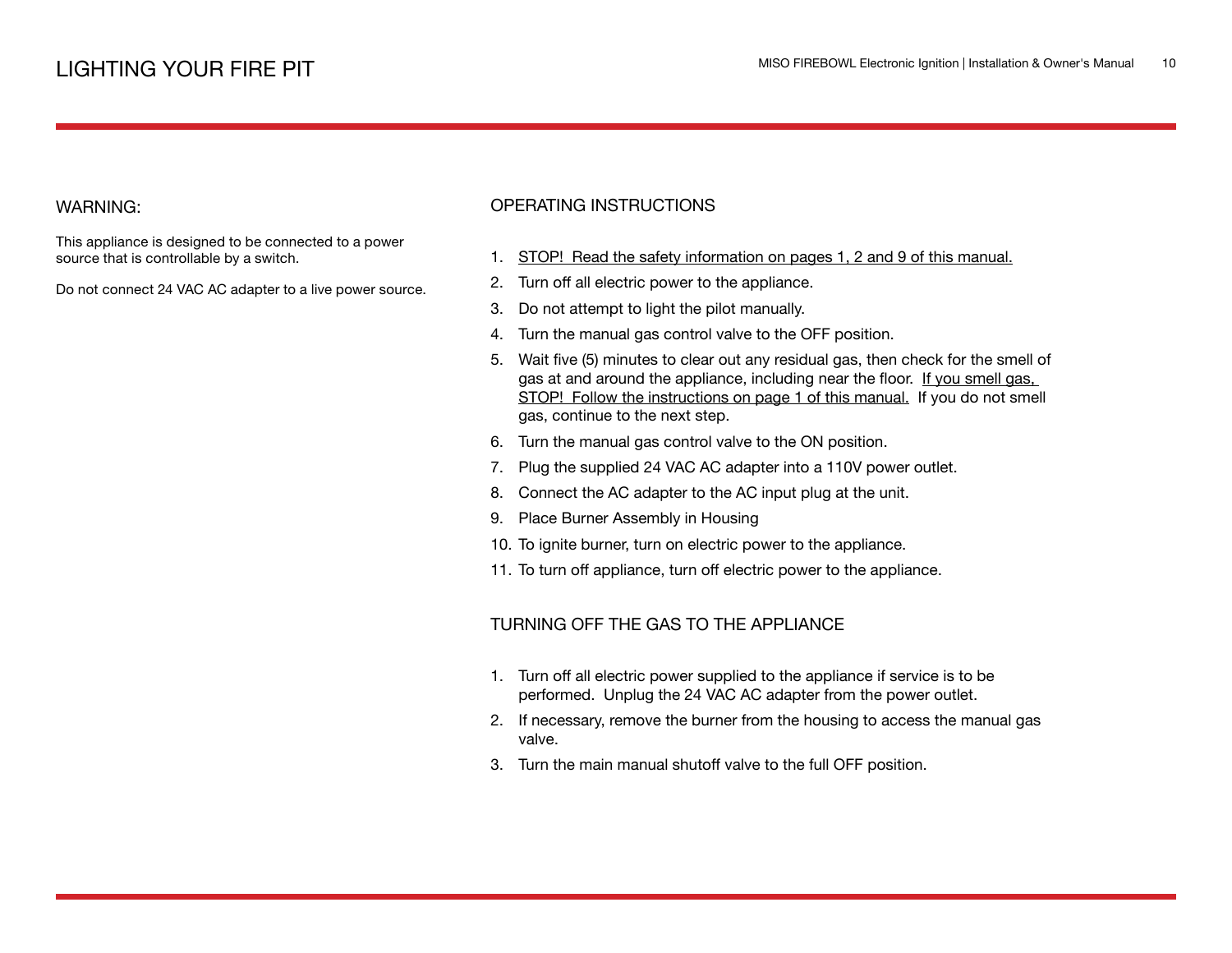# LIGHTING YOUR FIRE PIT

## WARNING:

This appliance is designed to be connected to a power source that is controllable by a switch.

Do not connect 24 VAC AC adapter to a live power source.

## OPERATING INSTRUCTIONS

1. STOP! Read the safety information on pages 1, 2 and 9 of this manual.
2. Turn off all electric power to the appliance.
3. Do not attempt to light the pilot manually.
4. Turn the manual gas control valve to the OFF position.
5. Wait five (5) minutes to clear out any residual gas, then check for the smell of gas at and around the appliance, including near the floor. If you smell gas, STOP! Follow the instructions on page 1 of this manual. If you do not smell gas, continue to the next step.
6. Turn the manual gas control valve to the ON position.
7. Plug the supplied 24 VAC AC adapter into a 110V power outlet.
8. Connect the AC adapter to the AC input plug at the unit.
9. Place Burner Assembly in Housing
10. To ignite burner, turn on electric power to the appliance.
11. To turn off appliance, turn off electric power to the appliance.

## TURNING OFF THE GAS TO THE APPLIANCE

1. Turn off all electric power supplied to the appliance if service is to be performed. Unplug the 24 VAC AC adapter from the power outlet.
2. If necessary, remove the burner from the housing to access the manual gas valve.
3. Turn the main manual shutoff valve to the full OFF position.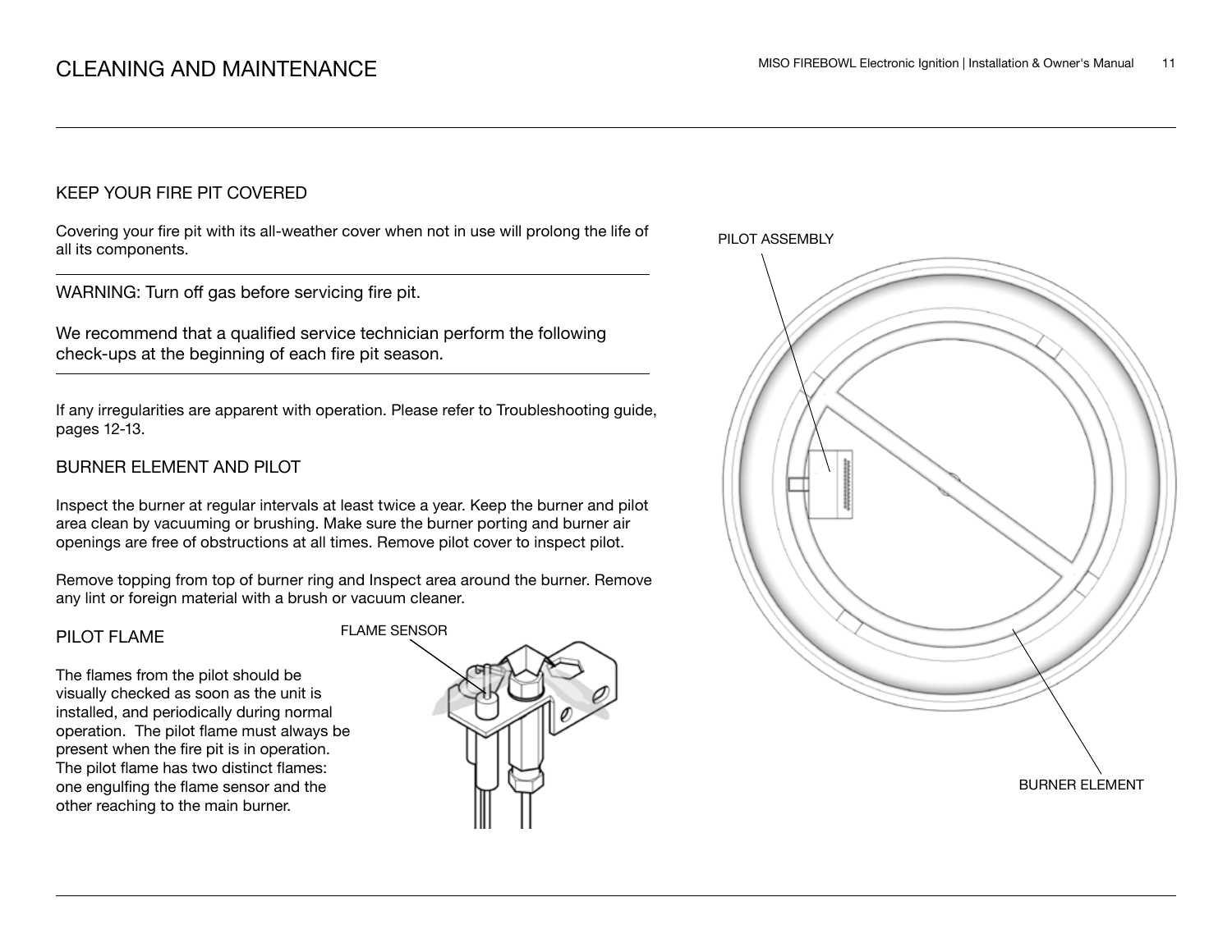# CLEANING AND MAINTENANCE

## KEEP YOUR FIRE PIT COVERED

Covering your fire pit with its all-weather cover when not in use will prolong the life of all its components.

WARNING: Turn off gas before servicing fire pit.

We recommend that a qualified service technician perform the following check-ups at the beginning of each fire pit season.

If any irregularities are apparent with operation. Please refer to Troubleshooting guide, pages 12-13.

## BURNER ELEMENT AND PILOT

Inspect the burner at regular intervals at least twice a year. Keep the burner and pilot area clean by vacuuming or brushing. Make sure the burner porting and burner air openings are free of obstructions at all times. Remove pilot cover to inspect pilot.

Remove topping from top of burner ring and Inspect area around the burner. Remove any lint or foreign material with a brush or vacuum cleaner.

## PILOT FLAME

The flames from the pilot should be visually checked as soon as the unit is installed, and periodically during normal operation. The pilot flame must always be present when the fire pit is in operation. The pilot flame has two distinct flames: one engulfing the flame sensor and the other reaching to the main burner.

FLAME SENSOR

PILOT ASSEMBLY

BURNER ELEMENT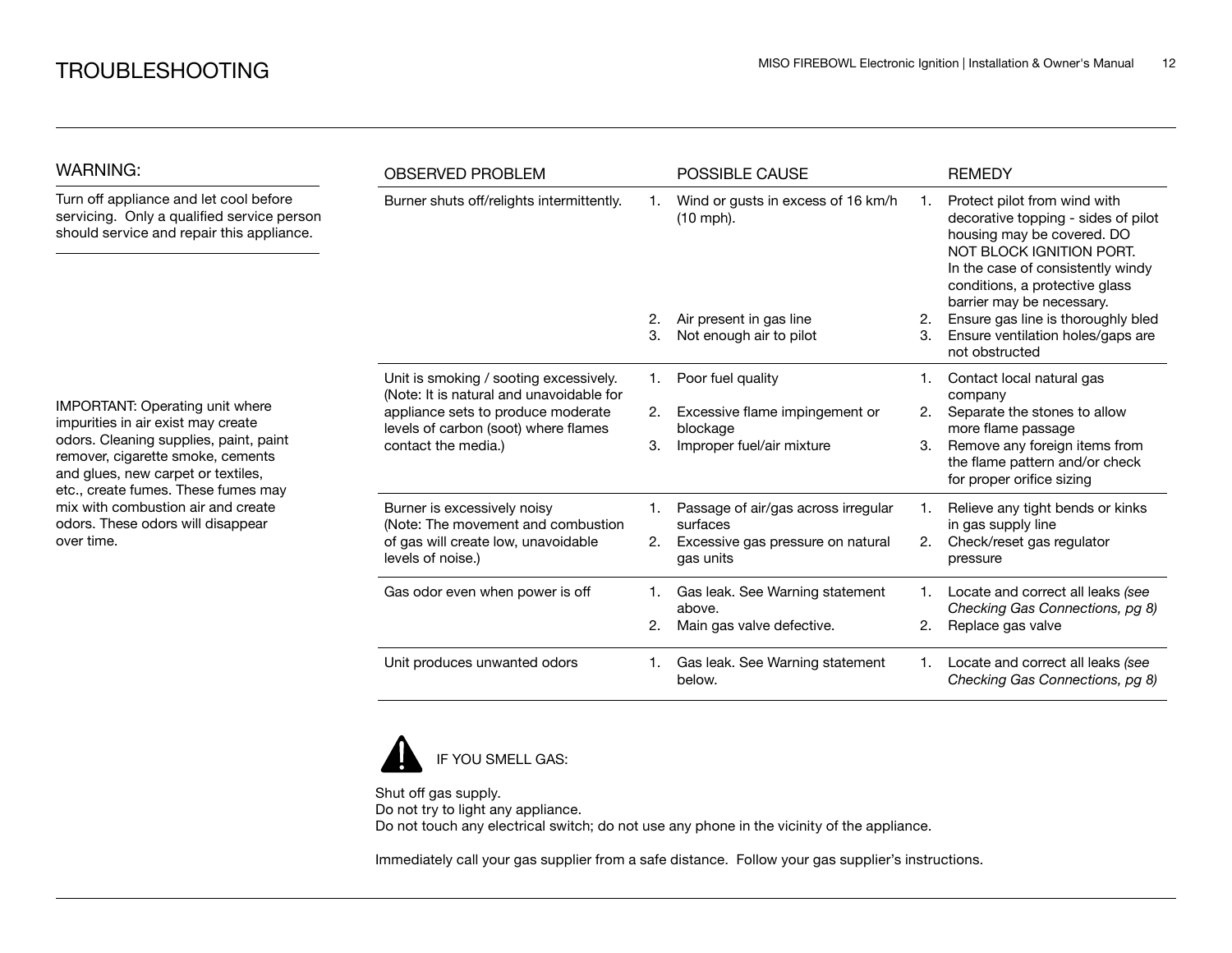# TROUBLESHOOTING

## WARNING:

Turn off appliance and let cool before servicing. Only a qualified service person should service and repair this appliance.

IMPORTANT: Operating unit where impurities in air exist may create odors. Cleaning supplies, paint, paint remover, cigarette smoke, cements and glues, new carpet or textiles, etc., create fumes. These fumes may mix with combustion air and create odors. These odors will disappear over time.

| OBSERVED PROBLEM | POSSIBLE CAUSE | REMEDY |
|---|---|---|
| Burner shuts off/relights intermittently. | 1. Wind or gusts in excess of 16 km/h (10 mph).<br>2. Air present in gas line<br>3. Not enough air to pilot | 1. Protect pilot from wind with decorative topping - sides of pilot housing may be covered. DO NOT BLOCK IGNITION PORT. In the case of consistently windy conditions, a protective glass barrier may be necessary.<br>2. Ensure gas line is thoroughly bled<br>3. Ensure ventilation holes/gaps are not obstructed |
| Unit is smoking / sooting excessively. (Note: It is natural and unavoidable for appliance sets to produce moderate levels of carbon (soot) where flames contact the media.) | 1. Poor fuel quality<br>2. Excessive flame impingement or blockage<br>3. Improper fuel/air mixture | 1. Contact local natural gas company<br>2. Separate the stones to allow more flame passage<br>3. Remove any foreign items from the flame pattern and/or check for proper orifice sizing |
| Burner is excessively noisy (Note: The movement and combustion of gas will create low, unavoidable levels of noise.) | 1. Passage of air/gas across irregular surfaces<br>2. Excessive gas pressure on natural gas units | 1. Relieve any tight bends or kinks in gas supply line<br>2. Check/reset gas regulator pressure |
| Gas odor even when power is off | 1. Gas leak. See Warning statement above.<br>2. Main gas valve defective. | 1. Locate and correct all leaks *(see Checking Gas Connections, pg 8)*<br>2. Replace gas valve |
| Unit produces unwanted odors | 1. Gas leak. See Warning statement below. | 1. Locate and correct all leaks *(see Checking Gas Connections, pg 8)* |

IF YOU SMELL GAS:

Shut off gas supply.
Do not try to light any appliance.
Do not touch any electrical switch; do not use any phone in the vicinity of the appliance.

Immediately call your gas supplier from a safe distance. Follow your gas supplier's instructions.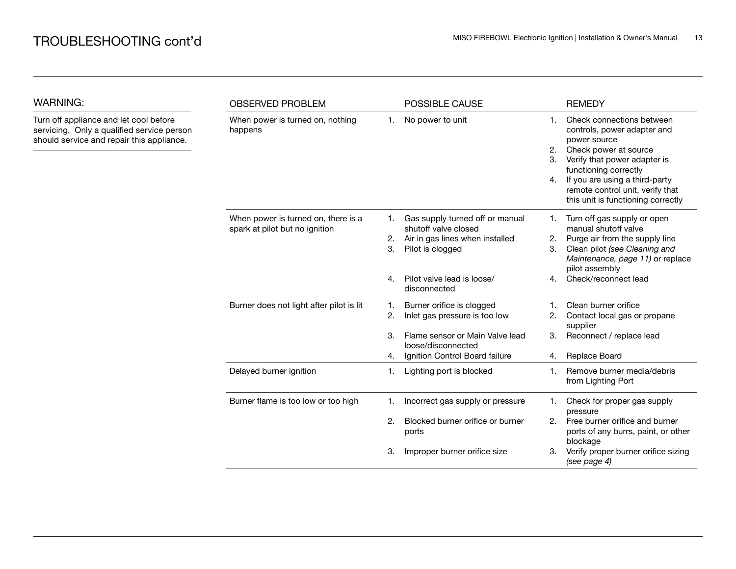# TROUBLESHOOTING cont'd

**WARNING:**

Turn off appliance and let cool before servicing. Only a qualified service person should service and repair this appliance.

| OBSERVED PROBLEM | POSSIBLE CAUSE | REMEDY |
|---|---|---|
| When power is turned on, nothing happens | 1. No power to unit | 1. Check connections between controls, power adapter and power source<br>2. Check power at source<br>3. Verify that power adapter is functioning correctly<br>4. If you are using a third-party remote control unit, verify that this unit is functioning correctly |
| When power is turned on, there is a spark at pilot but no ignition | 1. Gas supply turned off or manual shutoff valve closed<br>2. Air in gas lines when installed<br>3. Pilot is clogged<br>4. Pilot valve lead is loose/ disconnected | 1. Turn off gas supply or open manual shutoff valve<br>2. Purge air from the supply line<br>3. Clean pilot *(see Cleaning and Maintenance, page 11)* or replace pilot assembly<br>4. Check/reconnect lead |
| Burner does not light after pilot is lit | 1. Burner orifice is clogged<br>2. Inlet gas pressure is too low<br>3. Flame sensor or Main Valve lead loose/disconnected<br>4. Ignition Control Board failure | 1. Clean burner orifice<br>2. Contact local gas or propane supplier<br>3. Reconnect / replace lead<br>4. Replace Board |
| Delayed burner ignition | 1. Lighting port is blocked | 1. Remove burner media/debris from Lighting Port |
| Burner flame is too low or too high | 1. Incorrect gas supply or pressure<br>2. Blocked burner orifice or burner ports<br>3. Improper burner orifice size | 1. Check for proper gas supply pressure<br>2. Free burner orifice and burner ports of any burrs, paint, or other blockage<br>3. Verify proper burner orifice sizing *(see page 4)* |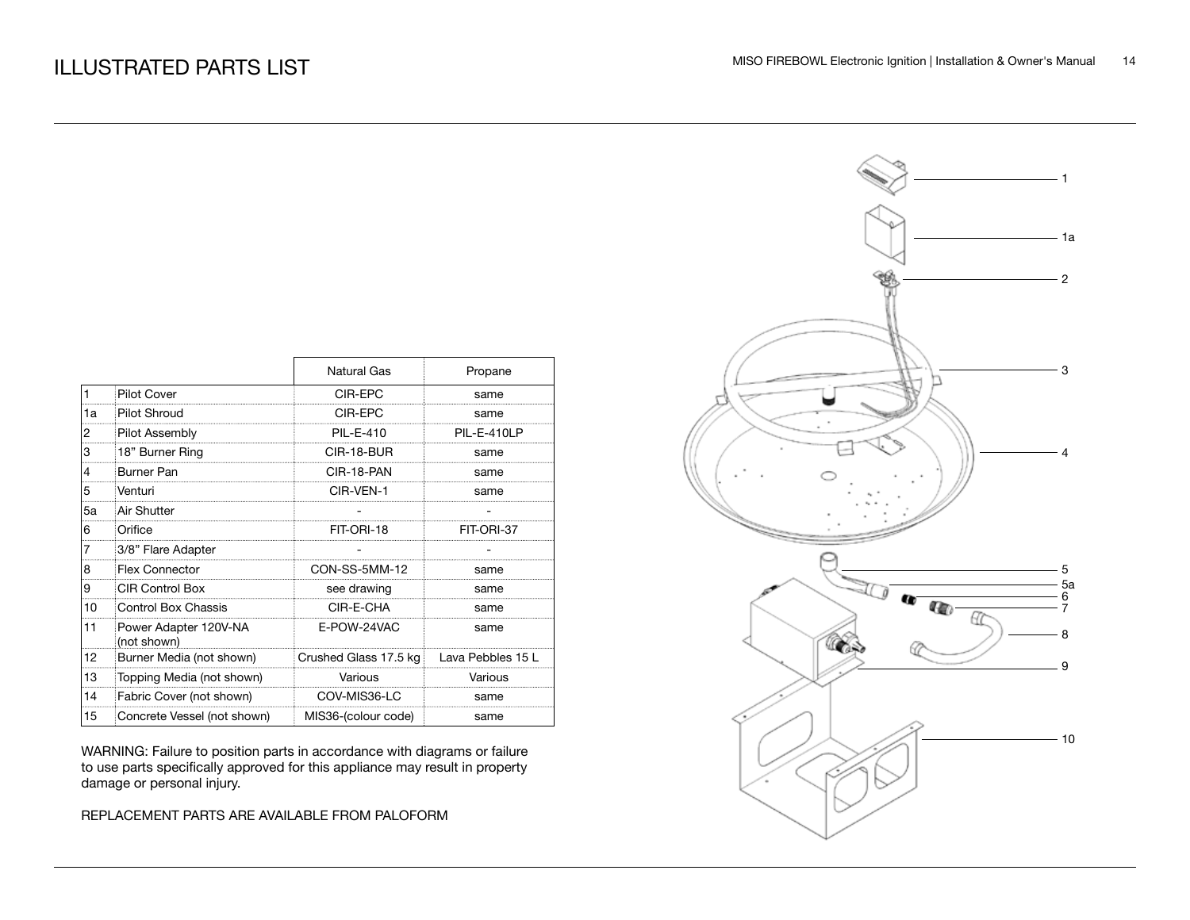# ILLUSTRATED PARTS LIST

| | | Natural Gas | Propane |
|---|---|---|---|
| 1 | Pilot Cover | CIR-EPC | same |
| 1a | Pilot Shroud | CIR-EPC | same |
| 2 | Pilot Assembly | PIL-E-410 | PIL-E-410LP |
| 3 | 18" Burner Ring | CIR-18-BUR | same |
| 4 | Burner Pan | CIR-18-PAN | same |
| 5 | Venturi | CIR-VEN-1 | same |
| 5a | Air Shutter | - | - |
| 6 | Orifice | FIT-ORI-18 | FIT-ORI-37 |
| 7 | 3/8" Flare Adapter | - | - |
| 8 | Flex Connector | CON-SS-5MM-12 | same |
| 9 | CIR Control Box | see drawing | same |
| 10 | Control Box Chassis | CIR-E-CHA | same |
| 11 | Power Adapter 120V-NA (not shown) | E-POW-24VAC | same |
| 12 | Burner Media (not shown) | Crushed Glass 17.5 kg | Lava Pebbles 15 L |
| 13 | Topping Media (not shown) | Various | Various |
| 14 | Fabric Cover (not shown) | COV-MIS36-LC | same |
| 15 | Concrete Vessel (not shown) | MIS36-(colour code) | same |

WARNING: Failure to position parts in accordance with diagrams or failure to use parts specifically approved for this appliance may result in property damage or personal injury.

REPLACEMENT PARTS ARE AVAILABLE FROM PALOFORM

1

1a

2

3

4

5

5a

6

7

8

9

10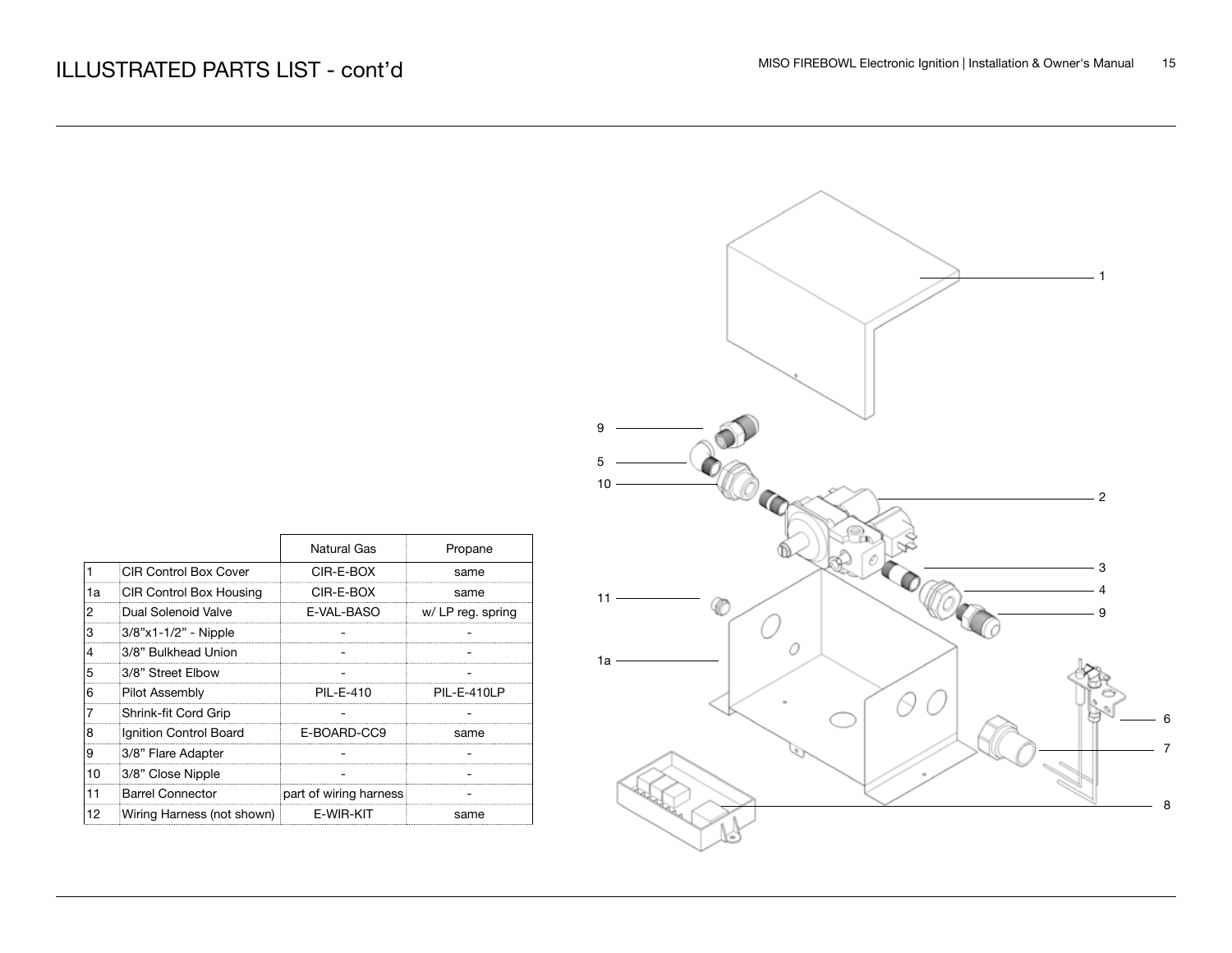# ILLUSTRATED PARTS LIST - cont'd

| | | Natural Gas | Propane |
|---|---|---|---|
| 1 | CIR Control Box Cover | CIR-E-BOX | same |
| 1a | CIR Control Box Housing | CIR-E-BOX | same |
| 2 | Dual Solenoid Valve | E-VAL-BASO | w/ LP reg. spring |
| 3 | 3/8"x1-1/2" - Nipple | - | - |
| 4 | 3/8" Bulkhead Union | - | - |
| 5 | 3/8" Street Elbow | - | - |
| 6 | Pilot Assembly | PIL-E-410 | PIL-E-410LP |
| 7 | Shrink-fit Cord Grip | - | - |
| 8 | Ignition Control Board | E-BOARD-CC9 | same |
| 9 | 3/8" Flare Adapter | - | - |
| 10 | 3/8" Close Nipple | - | - |
| 11 | Barrel Connector | part of wiring harness | - |
| 12 | Wiring Harness (not shown) | E-WIR-KIT | same |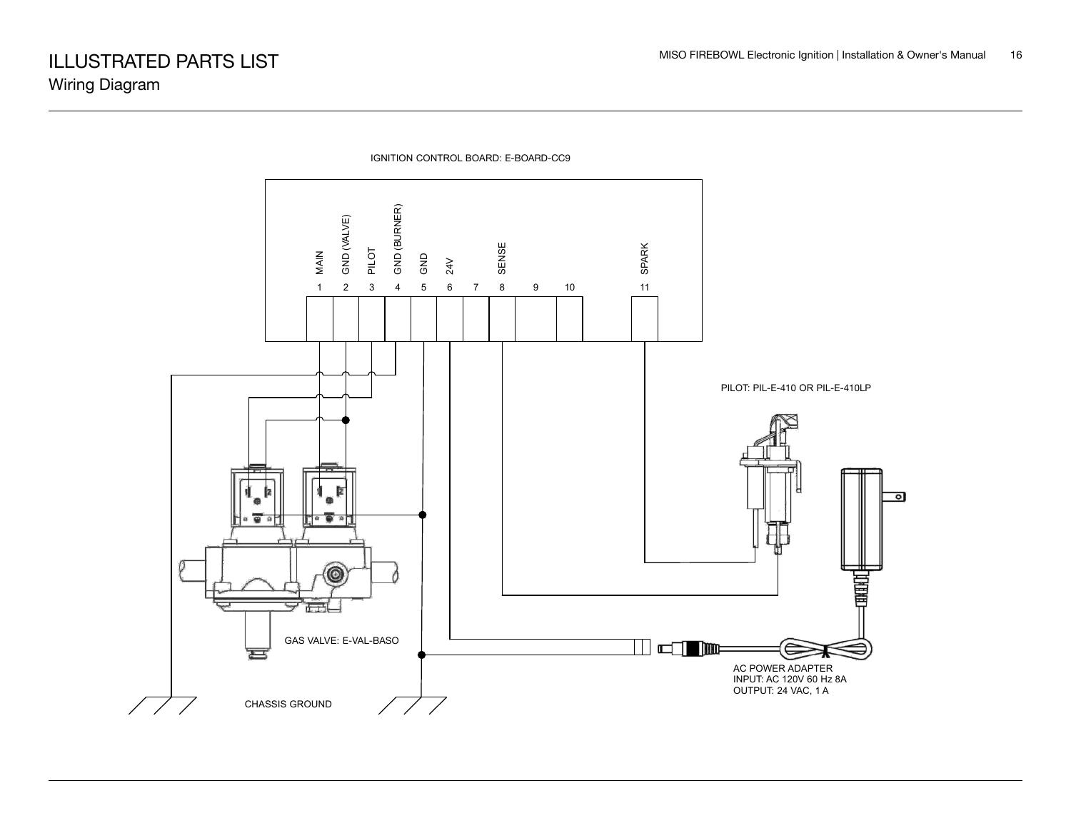# ILLUSTRATED PARTS LIST

## Wiring Diagram

IGNITION CONTROL BOARD: E-BOARD-CC9

| 1 | 2 | 3 | 4 | 5 | 6 | 7 | 8 | 9 | 10 | 11 |
|---|---|---|---|---|---|---|---|---|---|---|
| MAIN | GND (VALVE) | PILOT | GND (BURNER) | GND | 24V | | SENSE | | | SPARK |

PILOT: PIL-E-410 OR PIL-E-410LP

GAS VALVE: E-VAL-BASO

AC POWER ADAPTER
INPUT: AC 120V 60 Hz 8A
OUTPUT: 24 VAC, 1 A

CHASSIS GROUND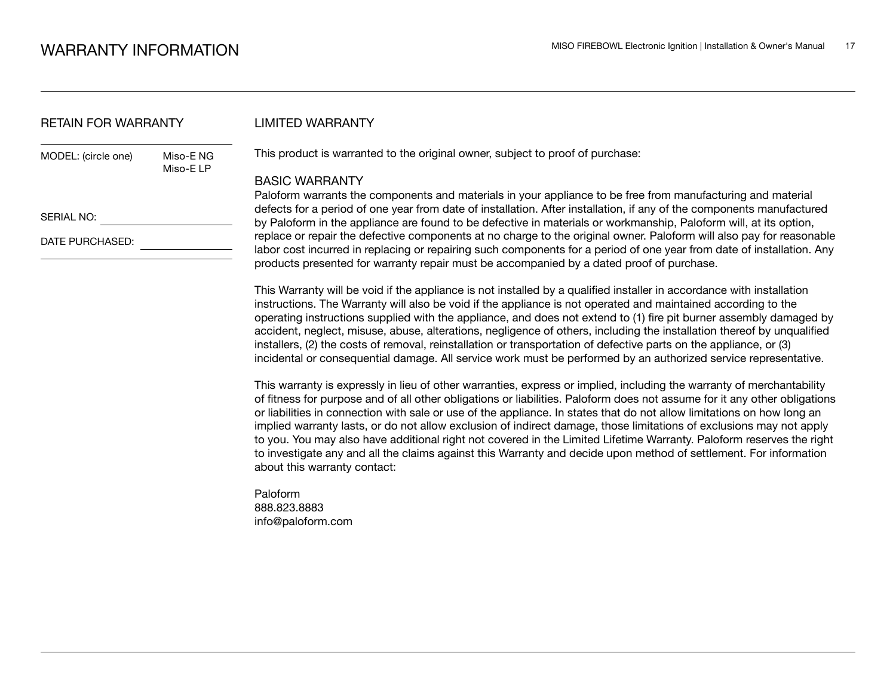# WARRANTY INFORMATION

## RETAIN FOR WARRANTY

MODEL: (circle one) Miso-E NG
Miso-E LP

SERIAL NO: ____________________

DATE PURCHASED: ____________________

## LIMITED WARRANTY

This product is warranted to the original owner, subject to proof of purchase:

### BASIC WARRANTY

Paloform warrants the components and materials in your appliance to be free from manufacturing and material defects for a period of one year from date of installation. After installation, if any of the components manufactured by Paloform in the appliance are found to be defective in materials or workmanship, Paloform will, at its option, replace or repair the defective components at no charge to the original owner. Paloform will also pay for reasonable labor cost incurred in replacing or repairing such components for a period of one year from date of installation. Any products presented for warranty repair must be accompanied by a dated proof of purchase.

This Warranty will be void if the appliance is not installed by a qualified installer in accordance with installation instructions. The Warranty will also be void if the appliance is not operated and maintained according to the operating instructions supplied with the appliance, and does not extend to (1) fire pit burner assembly damaged by accident, neglect, misuse, abuse, alterations, negligence of others, including the installation thereof by unqualified installers, (2) the costs of removal, reinstallation or transportation of defective parts on the appliance, or (3) incidental or consequential damage. All service work must be performed by an authorized service representative.

This warranty is expressly in lieu of other warranties, express or implied, including the warranty of merchantability of fitness for purpose and of all other obligations or liabilities. Paloform does not assume for it any other obligations or liabilities in connection with sale or use of the appliance. In states that do not allow limitations on how long an implied warranty lasts, or do not allow exclusion of indirect damage, those limitations of exclusions may not apply to you. You may also have additional right not covered in the Limited Lifetime Warranty. Paloform reserves the right to investigate any and all the claims against this Warranty and decide upon method of settlement. For information about this warranty contact:

Paloform
888.823.8883
info@paloform.com